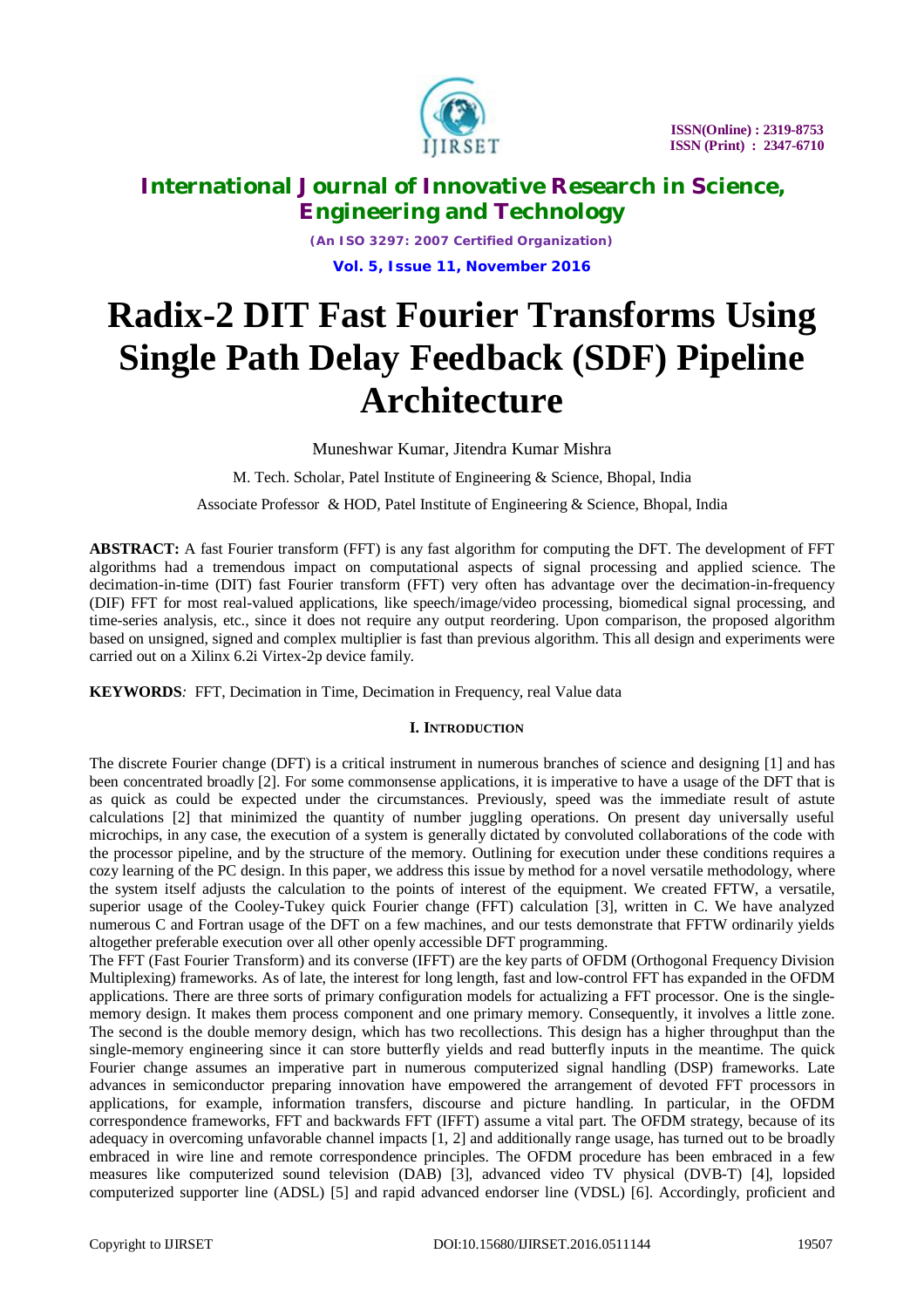# Radix-2 DIT Fast Fourier Transforms Using Single Path Delay Feedback (SDF) Pipeline Architecture

Muneshwar Kumar, Jitendra Kumar Mishra

M. Tech. Scholar, Patel Institute of Engineering & Science, Bhopal, India

Associate Professor & HOD, Patel Institute of Engineering & Science, Bhopal, India

**ABSTRACT:** A fast Fourier transform (FFT) is any fast algorithm for computing the DFT. The development of FFT algorithms had a tremendous impact on computational aspects of signal processing and applied science. The decimation-in-time (DIT) fast Fourier transform (FFT) very often has advantage over the decimation-in-frequency (DIF) FFT for most real-valued applications, like speech/image/video processing, biomedical signal processing, and time-series analysis, etc., since it does not require any output reordering. Upon comparison, the proposed algorithm based on unsigned, signed and complex multiplier is fast than previous algorithm. This all design and experiments were carried out on a Xilinx 6.2i Virtex-2p device family.

**KEYWORDS***:* FFT, Decimation in Time, Decimation in Frequency, real Value data

## I. Introduction

The discrete Fourier change (DFT) is a critical instrument in numerous branches of science and designing [1] and has been concentrated broadly [2]. For some commonsense applications, it is imperative to have a usage of the DFT that is as quick as could be expected under the circumstances. Previously, speed was the immediate result of astute calculations [2] that minimized the quantity of number juggling operations. On present day universally useful microchips, in any case, the execution of a system is generally dictated by convoluted collaborations of the code with the processor pipeline, and by the structure of the memory. Outlining for execution under these conditions requires a cozy learning of the PC design. In this paper, we address this issue by method for a novel versatile methodology, where the system itself adjusts the calculation to the points of interest of the equipment. We created FFTW, a versatile, superior usage of the Cooley-Tukey quick Fourier change (FFT) calculation [3], written in C. We have analyzed numerous C and Fortran usage of the DFT on a few machines, and our tests demonstrate that FFTW ordinarily yields altogether preferable execution over all other openly accessible DFT programming.

The FFT (Fast Fourier Transform) and its converse (IFFT) are the key parts of OFDM (Orthogonal Frequency Division Multiplexing) frameworks. As of late, the interest for long length, fast and low-control FFT has expanded in the OFDM applications. There are three sorts of primary configuration models for actualizing a FFT processor. One is the single-memory design. It makes them process component and one primary memory. Consequently, it involves a little zone. The second is the double memory design, which has two recollections. This design has a higher throughput than the single-memory engineering since it can store butterfly yields and read butterfly inputs in the meantime. The quick Fourier change assumes an imperative part in numerous computerized signal handling (DSP) frameworks. Late advances in semiconductor preparing innovation have empowered the arrangement of devoted FFT processors in applications, for example, information transfers, discourse and picture handling. In particular, in the OFDM correspondence frameworks, FFT and backwards FFT (IFFT) assume a vital part. The OFDM strategy, because of its adequacy in overcoming unfavorable channel impacts [1, 2] and additionally range usage, has turned out to be broadly embraced in wire line and remote correspondence principles. The OFDM procedure has been embraced in a few measures like computerized sound television (DAB) [3], advanced video TV physical (DVB-T) [4], lopsided computerized supporter line (ADSL) [5] and rapid advanced endorser line (VDSL) [6]. Accordingly, proficient and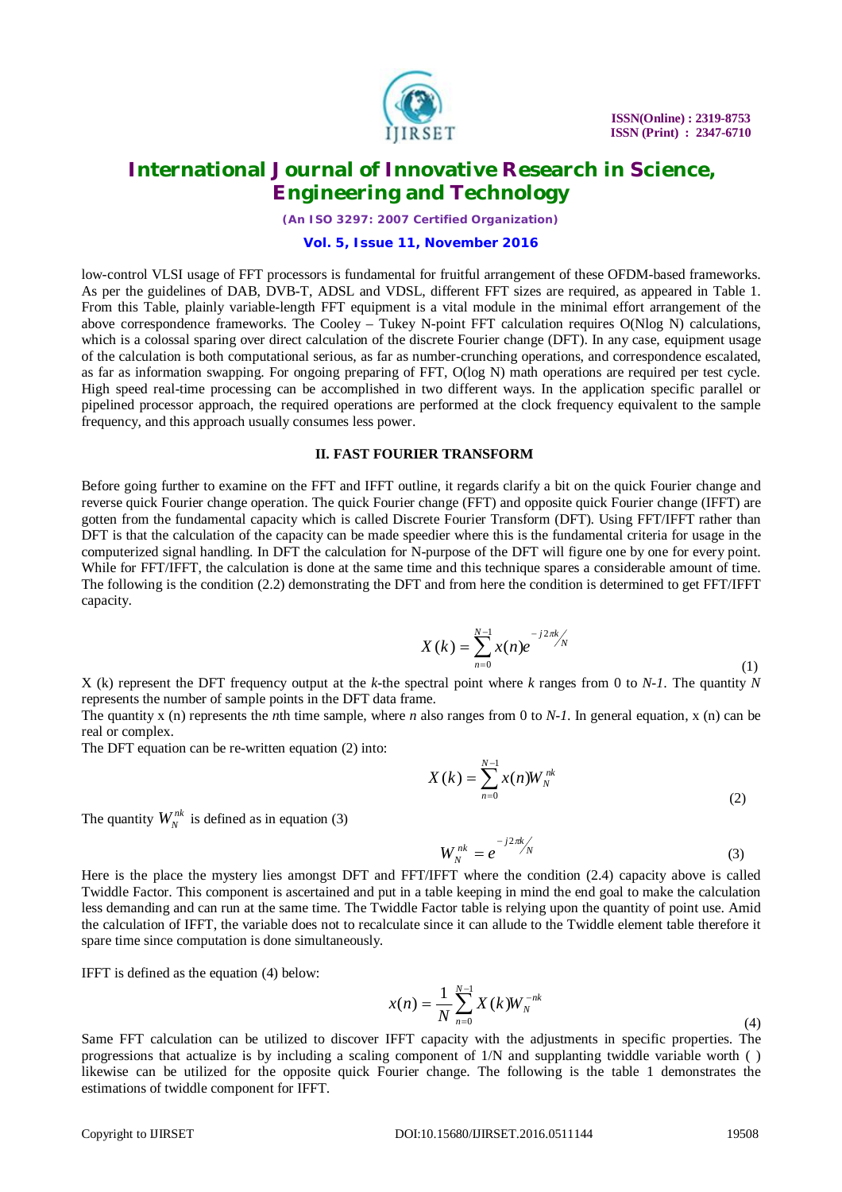low-control VLSI usage of FFT processors is fundamental for fruitful arrangement of these OFDM-based frameworks. As per the guidelines of DAB, DVB-T, ADSL and VDSL, different FFT sizes are required, as appeared in Table 1. From this Table, plainly variable-length FFT equipment is a vital module in the minimal effort arrangement of the above correspondence frameworks. The Cooley – Tukey N-point FFT calculation requires O(Nlog N) calculations, which is a colossal sparing over direct calculation of the discrete Fourier change (DFT). In any case, equipment usage of the calculation is both computational serious, as far as number-crunching operations, and correspondence escalated, as far as information swapping. For ongoing preparing of FFT, O(log N) math operations are required per test cycle. High speed real-time processing can be accomplished in two different ways. In the application specific parallel or pipelined processor approach, the required operations are performed at the clock frequency equivalent to the sample frequency, and this approach usually consumes less power.

## II. FAST FOURIER TRANSFORM

Before going further to examine on the FFT and IFFT outline, it regards clarify a bit on the quick Fourier change and reverse quick Fourier change operation. The quick Fourier change (FFT) and opposite quick Fourier change (IFFT) are gotten from the fundamental capacity which is called Discrete Fourier Transform (DFT). Using FFT/IFFT rather than DFT is that the calculation of the capacity can be made speedier where this is the fundamental criteria for usage in the computerized signal handling. In DFT the calculation for N-purpose of the DFT will figure one by one for every point. While for FFT/IFFT, the calculation is done at the same time and this technique spares a considerable amount of time. The following is the condition (2.2) demonstrating the DFT and from here the condition is determined to get FFT/IFFT capacity.

$$X(k) = \sum_{n=0}^{N-1} x(n) e^{-j2\pi k/N} \tag{1}$$

X (k) represent the DFT frequency output at the *k*-the spectral point where *k* ranges from 0 to *N-1*. The quantity *N* represents the number of sample points in the DFT data frame.

The quantity x (n) represents the *n*th time sample, where *n* also ranges from 0 to *N-1*. In general equation, x (n) can be real or complex.

The DFT equation can be re-written equation (2) into:

$$X(k) = \sum_{n=0}^{N-1} x(n) W_N^{nk} \tag{2}$$

The quantity $W_N^{nk}$ is defined as in equation (3)

$$W_N^{nk} = e^{-j2\pi k/N} \tag{3}$$

Here is the place the mystery lies amongst DFT and FFT/IFFT where the condition (2.4) capacity above is called Twiddle Factor. This component is ascertained and put in a table keeping in mind the end goal to make the calculation less demanding and can run at the same time. The Twiddle Factor table is relying upon the quantity of point use. Amid the calculation of IFFT, the variable does not to recalculate since it can allude to the Twiddle element table therefore it spare time since computation is done simultaneously.

IFFT is defined as the equation (4) below:

$$x(n) = \frac{1}{N} \sum_{n=0}^{N-1} X(k) W_N^{-nk} \tag{4}$$

Same FFT calculation can be utilized to discover IFFT capacity with the adjustments in specific properties. The progressions that actualize is by including a scaling component of 1/N and supplanting twiddle variable worth ( ) likewise can be utilized for the opposite quick Fourier change. The following is the table 1 demonstrates the estimations of twiddle component for IFFT.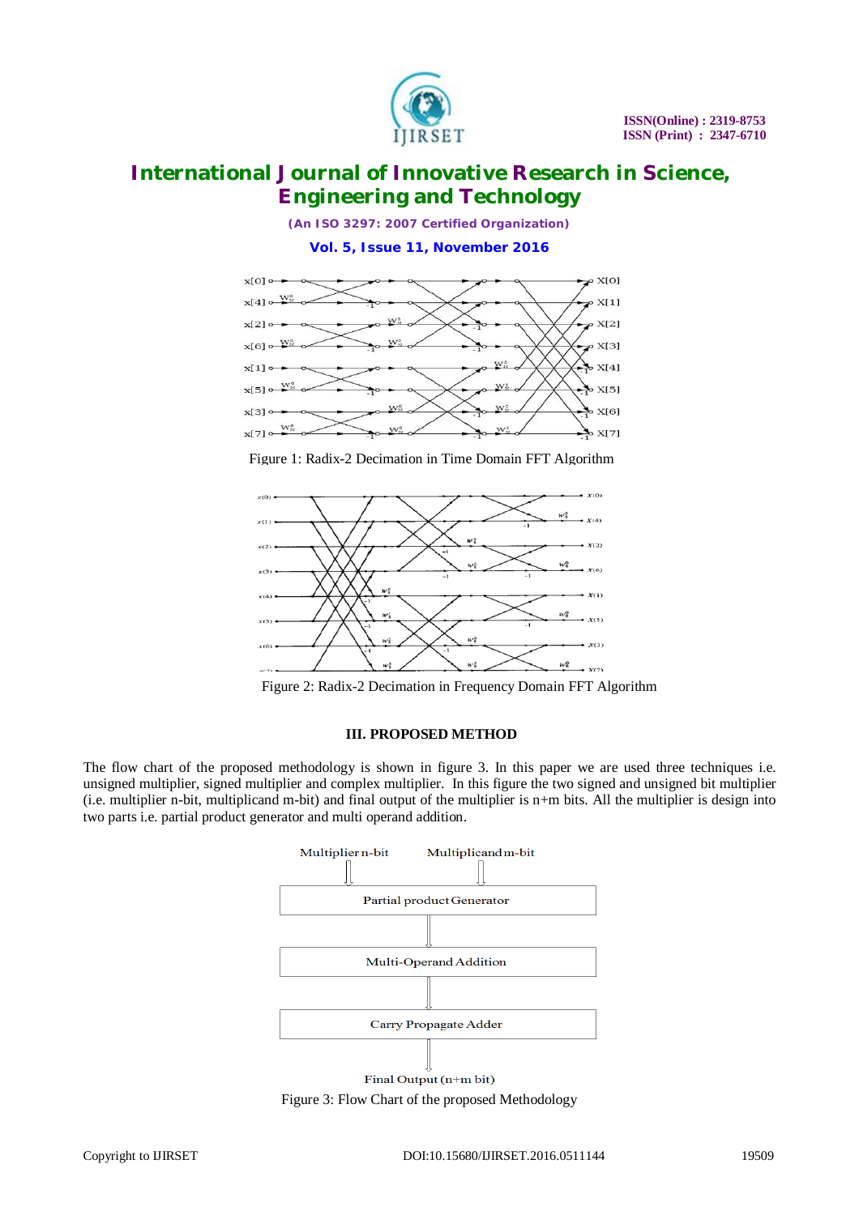Figure 1: Radix-2 Decimation in Time Domain FFT Algorithm

Figure 2: Radix-2 Decimation in Frequency Domain FFT Algorithm

## III. PROPOSED METHOD

The flow chart of the proposed methodology is shown in figure 3. In this paper we are used three techniques i.e. unsigned multiplier, signed multiplier and complex multiplier. In this figure the two signed and unsigned bit multiplier (i.e. multiplier n-bit, multiplicand m-bit) and final output of the multiplier is n+m bits. All the multiplier is design into two parts i.e. partial product generator and multi operand addition.

Multiplier n-bit | Multiplicand m-bit

Partial product Generator

Multi-Operand Addition

Carry Propagate Adder

Final Output (n+m bit)

Figure 3: Flow Chart of the proposed Methodology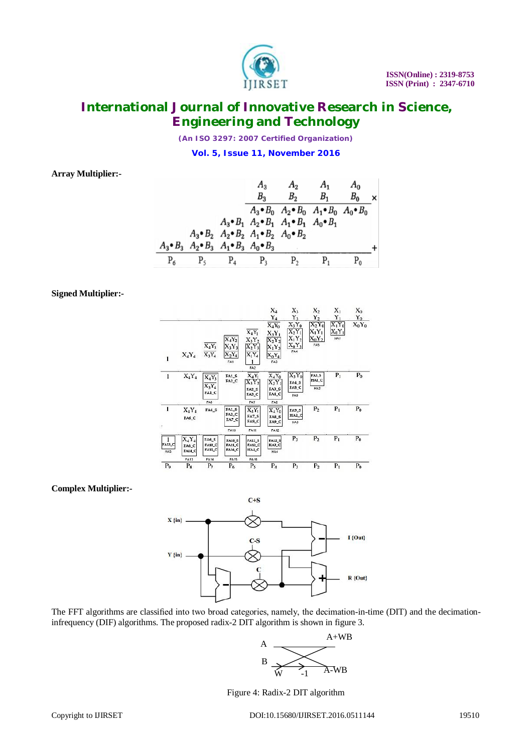**Array Multiplier:-**

|  |  |  | $A_3$ | $A_2$ | $A_1$ | $A_0$ |  |
|---|---|---|---|---|---|---|---|
|  |  |  | $B_3$ | $B_2$ | $B_1$ | $B_0$ | × |
|  |  |  | $A_3 \bullet B_0$ | $A_2 \bullet B_0$ | $A_1 \bullet B_0$ | $A_0 \bullet B_0$ |  |
|  |  | $A_3 \bullet B_1$ | $A_2 \bullet B_1$ | $A_1 \bullet B_1$ | $A_0 \bullet B_1$ |  |  |
|  | $A_3 \bullet B_2$ | $A_2 \bullet B_2$ | $A_1 \bullet B_2$ | $A_0 \bullet B_2$ |  |  |  |
| $A_3 \bullet B_3$ | $A_2 \bullet B_3$ | $A_1 \bullet B_3$ | $A_0 \bullet B_3$ |  |  |  | + |
| $P_6$ | $P_5$ | $P_4$ | $P_3$ | $P_2$ | $P_1$ | $P_0$ |  |

**Signed Multiplier:-**

**Complex Multiplier:-**

The FFT algorithms are classified into two broad categories, namely, the decimation-in-time (DIT) and the decimation-infrequency (DIF) algorithms. The proposed radix-2 DIT algorithm is shown in figure 3.

Figure 4: Radix-2 DIT algorithm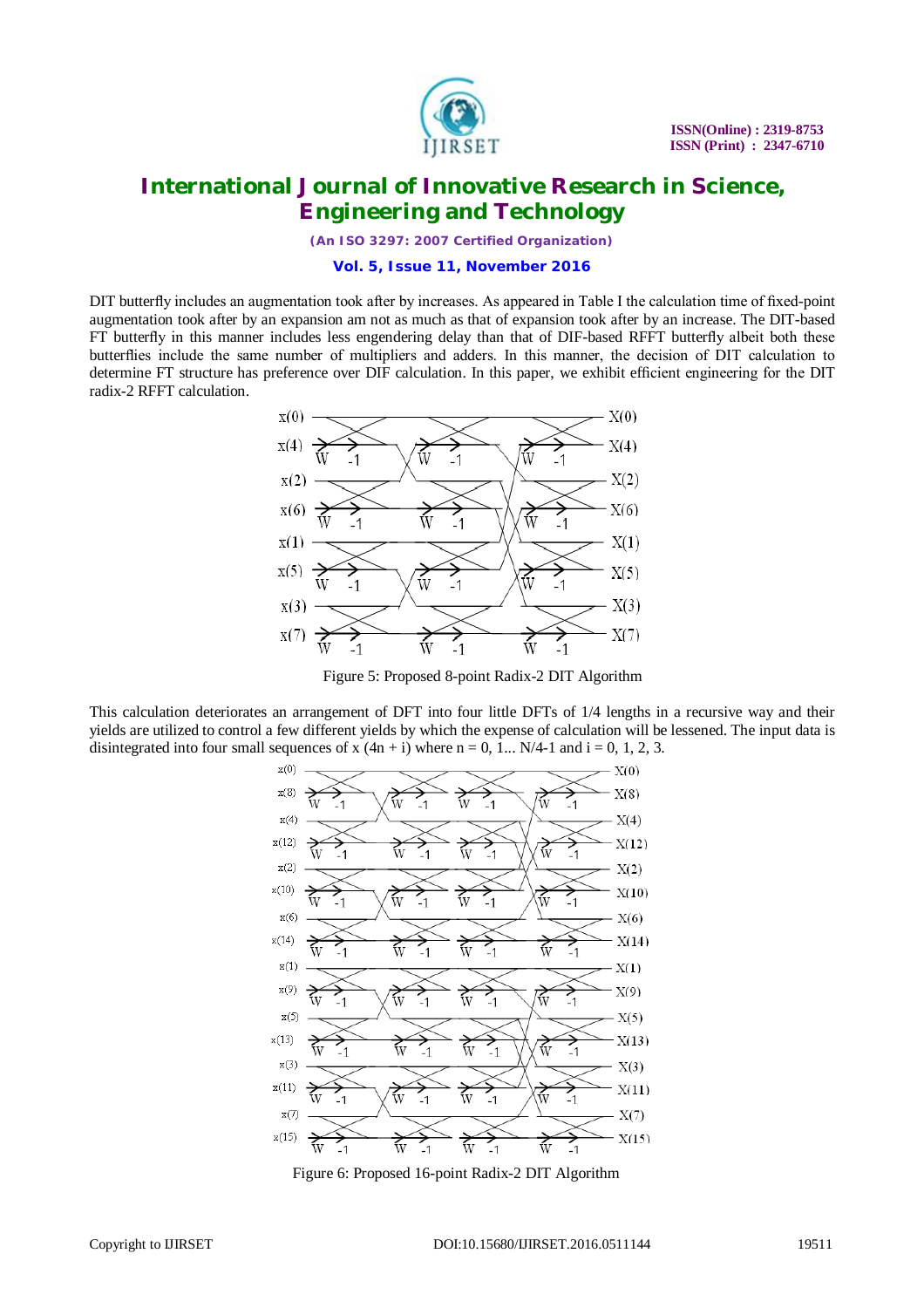DIT butterfly includes an augmentation took after by increases. As appeared in Table I the calculation time of fixed-point augmentation took after by an expansion am not as much as that of expansion took after by an increase. The DIT-based FT butterfly in this manner includes less engendering delay than that of DIF-based RFFT butterfly albeit both these butterflies include the same number of multipliers and adders. In this manner, the decision of DIT calculation to determine FT structure has preference over DIF calculation. In this paper, we exhibit efficient engineering for the DIT radix-2 RFFT calculation.

Figure 5: Proposed 8-point Radix-2 DIT Algorithm

This calculation deteriorates an arrangement of DFT into four little DFTs of 1/4 lengths in a recursive way and their yields are utilized to control a few different yields by which the expense of calculation will be lessened. The input data is disintegrated into four small sequences of x (4n + i) where n = 0, 1... N/4-1 and i = 0, 1, 2, 3.

Figure 6: Proposed 16-point Radix-2 DIT Algorithm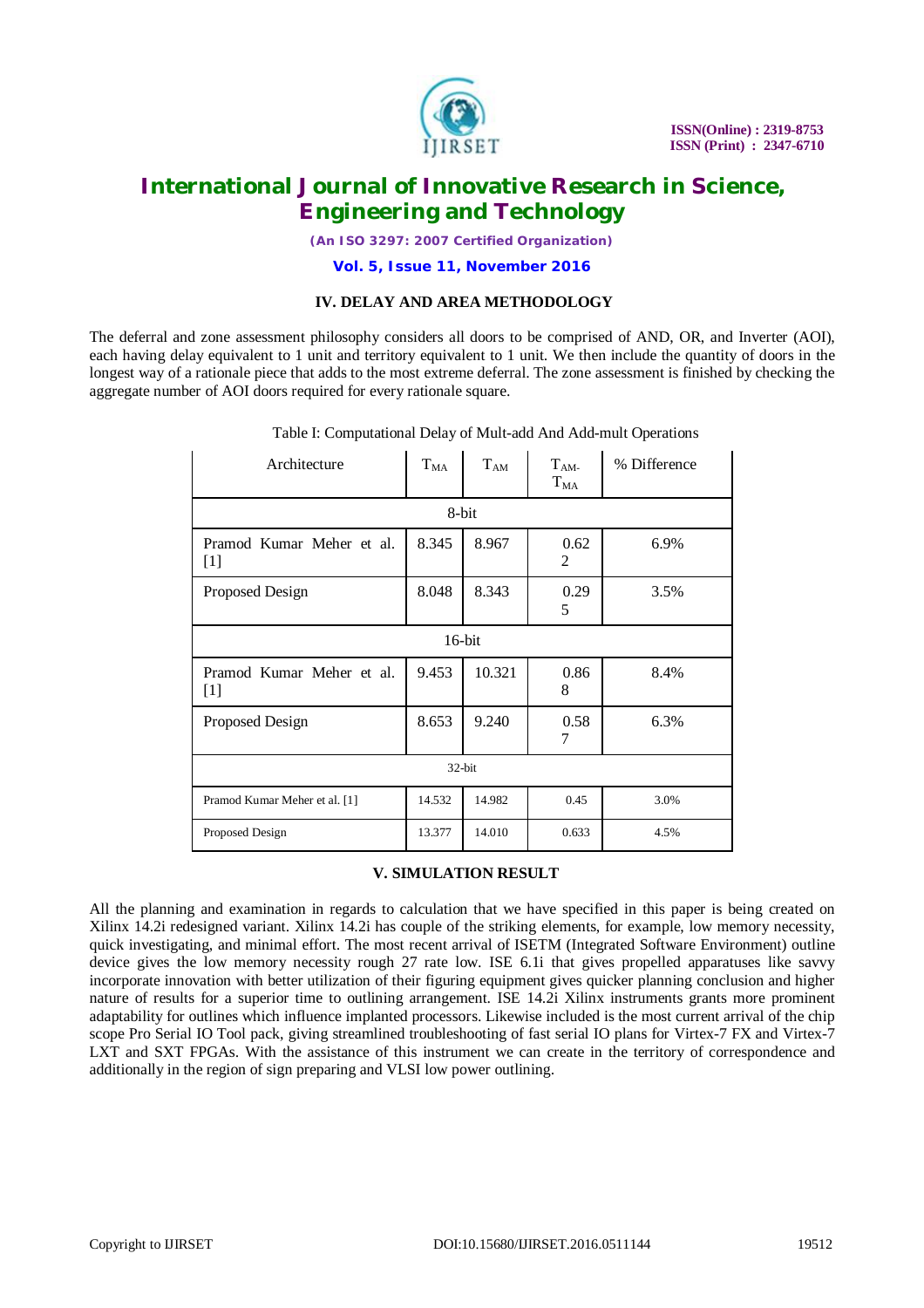## IV. DELAY AND AREA METHODOLOGY

The deferral and zone assessment philosophy considers all doors to be comprised of AND, OR, and Inverter (AOI), each having delay equivalent to 1 unit and territory equivalent to 1 unit. We then include the quantity of doors in the longest way of a rationale piece that adds to the most extreme deferral. The zone assessment is finished by checking the aggregate number of AOI doors required for every rationale square.

Table I: Computational Delay of Mult-add And Add-mult Operations

| Architecture | $T_{MA}$ | $T_{AM}$ | $T_{AM}$- $T_{MA}$ | % Difference |
|---|---|---|---|---|
| 8-bit | | | | |
| Pramod Kumar Meher et al. [1] | 8.345 | 8.967 | 0.622 | 6.9% |
| Proposed Design | 8.048 | 8.343 | 0.295 | 3.5% |
| 16-bit | | | | |
| Pramod Kumar Meher et al. [1] | 9.453 | 10.321 | 0.868 | 8.4% |
| Proposed Design | 8.653 | 9.240 | 0.587 | 6.3% |
| 32-bit | | | | |
| Pramod Kumar Meher et al. [1] | 14.532 | 14.982 | 0.45 | 3.0% |
| Proposed Design | 13.377 | 14.010 | 0.633 | 4.5% |

## V. SIMULATION RESULT

All the planning and examination in regards to calculation that we have specified in this paper is being created on Xilinx 14.2i redesigned variant. Xilinx 14.2i has couple of the striking elements, for example, low memory necessity, quick investigating, and minimal effort. The most recent arrival of ISETM (Integrated Software Environment) outline device gives the low memory necessity rough 27 rate low. ISE 6.1i that gives propelled apparatuses like savvy incorporate innovation with better utilization of their figuring equipment gives quicker planning conclusion and higher nature of results for a superior time to outlining arrangement. ISE 14.2i Xilinx instruments grants more prominent adaptability for outlines which influence implanted processors. Likewise included is the most current arrival of the chip scope Pro Serial IO Tool pack, giving streamlined troubleshooting of fast serial IO plans for Virtex-7 FX and Virtex-7 LXT and SXT FPGAs. With the assistance of this instrument we can create in the territory of correspondence and additionally in the region of sign preparing and VLSI low power outlining.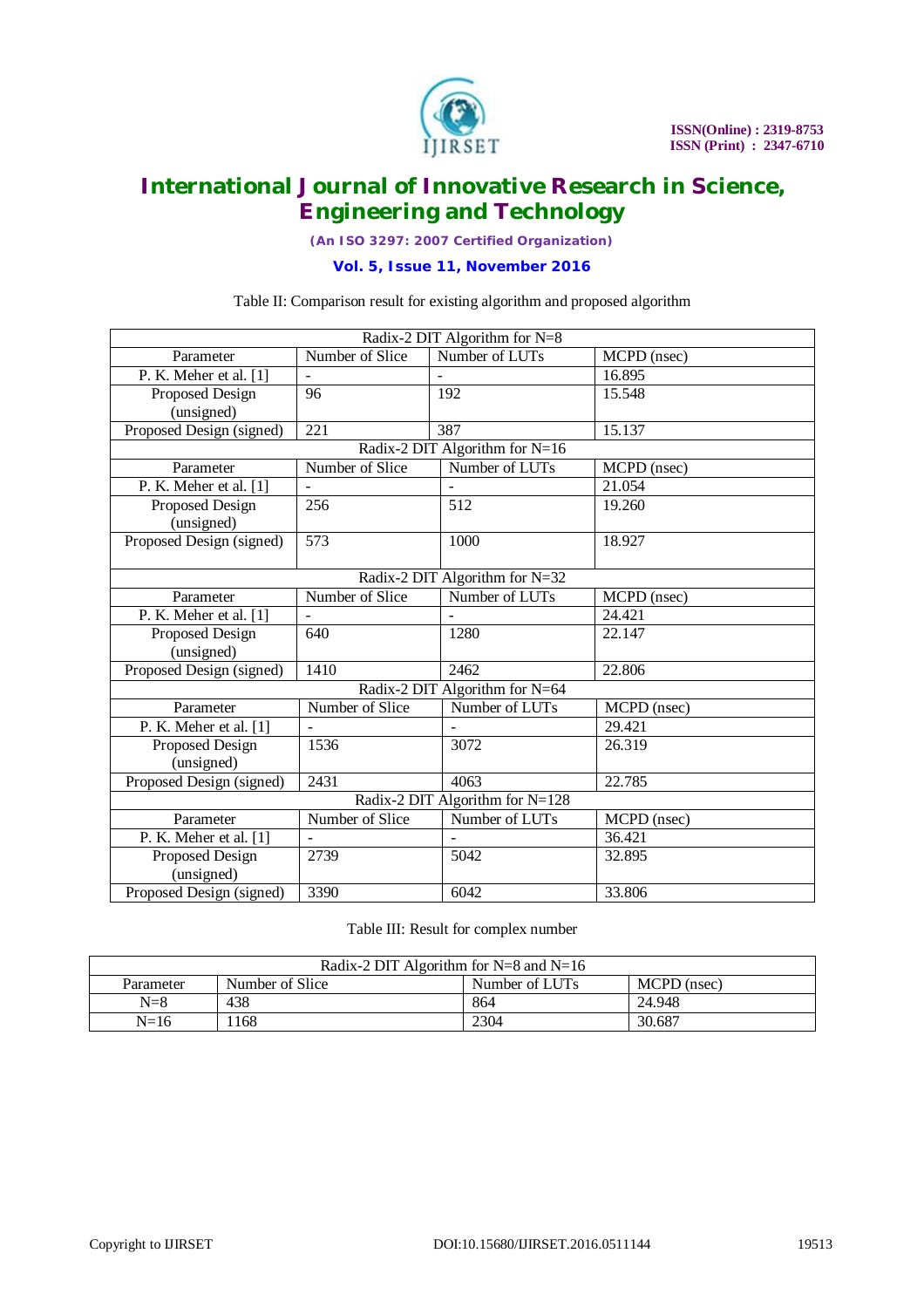Table II: Comparison result for existing algorithm and proposed algorithm

| Radix-2 DIT Algorithm for N=8 | | | |
|---|---|---|---|
| Parameter | Number of Slice | Number of LUTs | MCPD (nsec) |
| P. K. Meher et al. [1] | - | - | 16.895 |
| Proposed Design (unsigned) | 96 | 192 | 15.548 |
| Proposed Design (signed) | 221 | 387 | 15.137 |
| **Radix-2 DIT Algorithm for N=16** | | | |
| Parameter | Number of Slice | Number of LUTs | MCPD (nsec) |
| P. K. Meher et al. [1] | - | - | 21.054 |
| Proposed Design (unsigned) | 256 | 512 | 19.260 |
| Proposed Design (signed) | 573 | 1000 | 18.927 |
| **Radix-2 DIT Algorithm for N=32** | | | |
| Parameter | Number of Slice | Number of LUTs | MCPD (nsec) |
| P. K. Meher et al. [1] | - | - | 24.421 |
| Proposed Design (unsigned) | 640 | 1280 | 22.147 |
| Proposed Design (signed) | 1410 | 2462 | 22.806 |
| **Radix-2 DIT Algorithm for N=64** | | | |
| Parameter | Number of Slice | Number of LUTs | MCPD (nsec) |
| P. K. Meher et al. [1] | - | - | 29.421 |
| Proposed Design (unsigned) | 1536 | 3072 | 26.319 |
| Proposed Design (signed) | 2431 | 4063 | 22.785 |
| **Radix-2 DIT Algorithm for N=128** | | | |
| Parameter | Number of Slice | Number of LUTs | MCPD (nsec) |
| P. K. Meher et al. [1] | - | - | 36.421 |
| Proposed Design (unsigned) | 2739 | 5042 | 32.895 |
| Proposed Design (signed) | 3390 | 6042 | 33.806 |

Table III: Result for complex number

| Radix-2 DIT Algorithm for N=8 and N=16 | | | |
|---|---|---|---|
| Parameter | Number of Slice | Number of LUTs | MCPD (nsec) |
| N=8 | 438 | 864 | 24.948 |
| N=16 | 1168 | 2304 | 30.687 |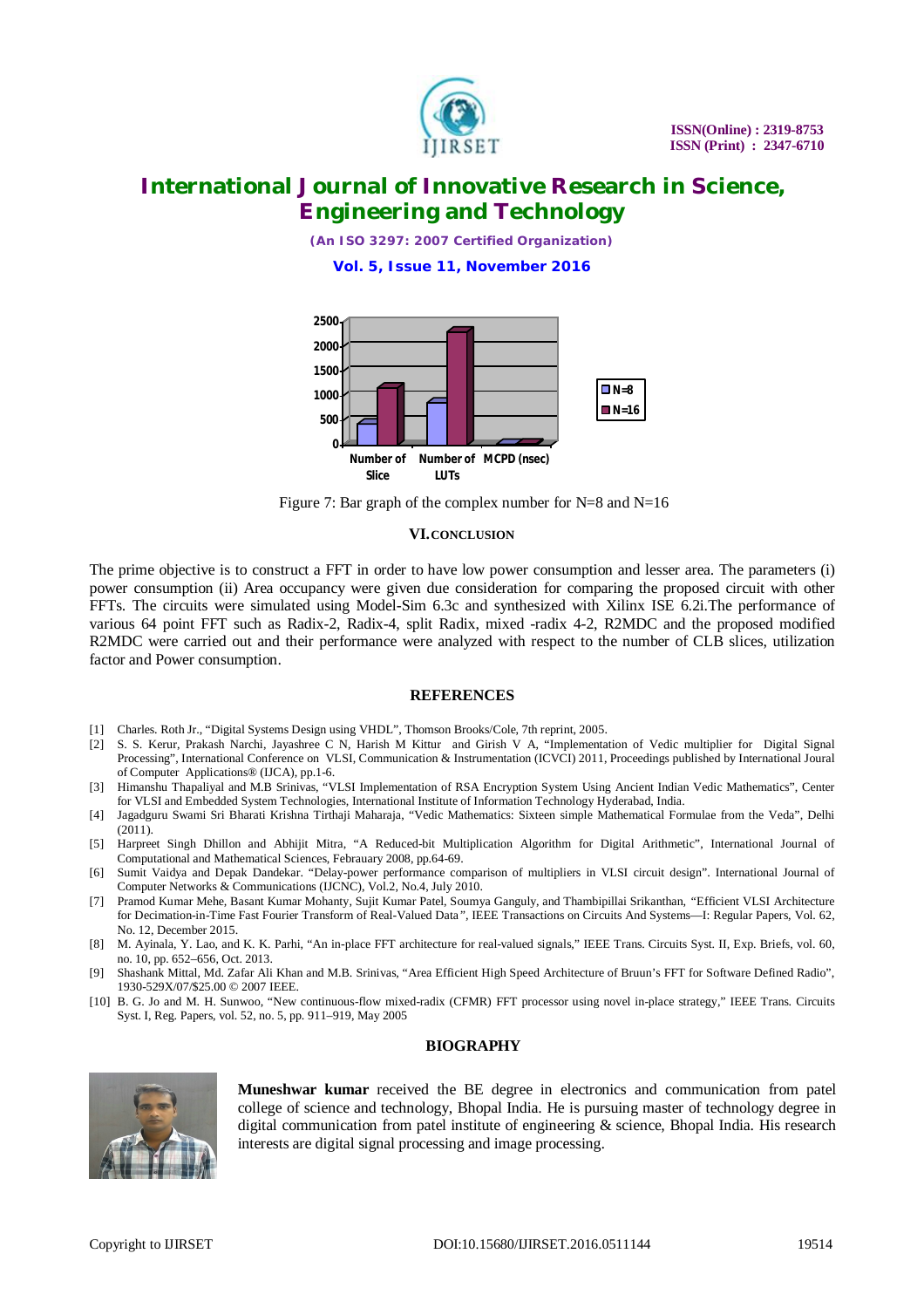Figure 7: Bar graph of the complex number for N=8 and N=16

## VI. CONCLUSION

The prime objective is to construct a FFT in order to have low power consumption and lesser area. The parameters (i) power consumption (ii) Area occupancy were given due consideration for comparing the proposed circuit with other FFTs. The circuits were simulated using Model-Sim 6.3c and synthesized with Xilinx ISE 6.2i.The performance of various 64 point FFT such as Radix-2, Radix-4, split Radix, mixed -radix 4-2, R2MDC and the proposed modified R2MDC were carried out and their performance were analyzed with respect to the number of CLB slices, utilization factor and Power consumption.

## REFERENCES

[1] Charles. Roth Jr., "Digital Systems Design using VHDL", Thomson Brooks/Cole, 7th reprint, 2005.

[2] S. S. Kerur, Prakash Narchi, Jayashree C N, Harish M Kittur and Girish V A, "Implementation of Vedic multiplier for Digital Signal Processing", International Conference on VLSI, Communication & Instrumentation (ICVCI) 2011, Proceedings published by International Joural of Computer Applications® (IJCA), pp.1-6.

[3] Himanshu Thapaliyal and M.B Srinivas, "VLSI Implementation of RSA Encryption System Using Ancient Indian Vedic Mathematics", Center for VLSI and Embedded System Technologies, International Institute of Information Technology Hyderabad, India.

[4] Jagadguru Swami Sri Bharati Krishna Tirthaji Maharaja, "Vedic Mathematics: Sixteen simple Mathematical Formulae from the Veda", Delhi (2011).

[5] Harpreet Singh Dhillon and Abhijit Mitra, "A Reduced-bit Multiplication Algorithm for Digital Arithmetic", International Journal of Computational and Mathematical Sciences, Febrauary 2008, pp.64-69.

[6] Sumit Vaidya and Depak Dandekar. "Delay-power performance comparison of multipliers in VLSI circuit design". International Journal of Computer Networks & Communications (IJCNC), Vol.2, No.4, July 2010.

[7] Pramod Kumar Mehe, Basant Kumar Mohanty, Sujit Kumar Patel, Soumya Ganguly, and Thambipillai Srikanthan, "Efficient VLSI Architecture for Decimation-in-Time Fast Fourier Transform of Real-Valued Data", IEEE Transactions on Circuits And Systems—I: Regular Papers, Vol. 62, No. 12, December 2015.

[8] M. Ayinala, Y. Lao, and K. K. Parhi, "An in-place FFT architecture for real-valued signals," IEEE Trans. Circuits Syst. II, Exp. Briefs, vol. 60, no. 10, pp. 652–656, Oct. 2013.

[9] Shashank Mittal, Md. Zafar Ali Khan and M.B. Srinivas, "Area Efficient High Speed Architecture of Bruun's FFT for Software Defined Radio", 1930-529X/07/$25.00 © 2007 IEEE.

[10] B. G. Jo and M. H. Sunwoo, "New continuous-flow mixed-radix (CFMR) FFT processor using novel in-place strategy," IEEE Trans. Circuits Syst. I, Reg. Papers, vol. 52, no. 5, pp. 911–919, May 2005

## BIOGRAPHY

**Muneshwar kumar** received the BE degree in electronics and communication from patel college of science and technology, Bhopal India. He is pursuing master of technology degree in digital communication from patel institute of engineering & science, Bhopal India. His research interests are digital signal processing and image processing.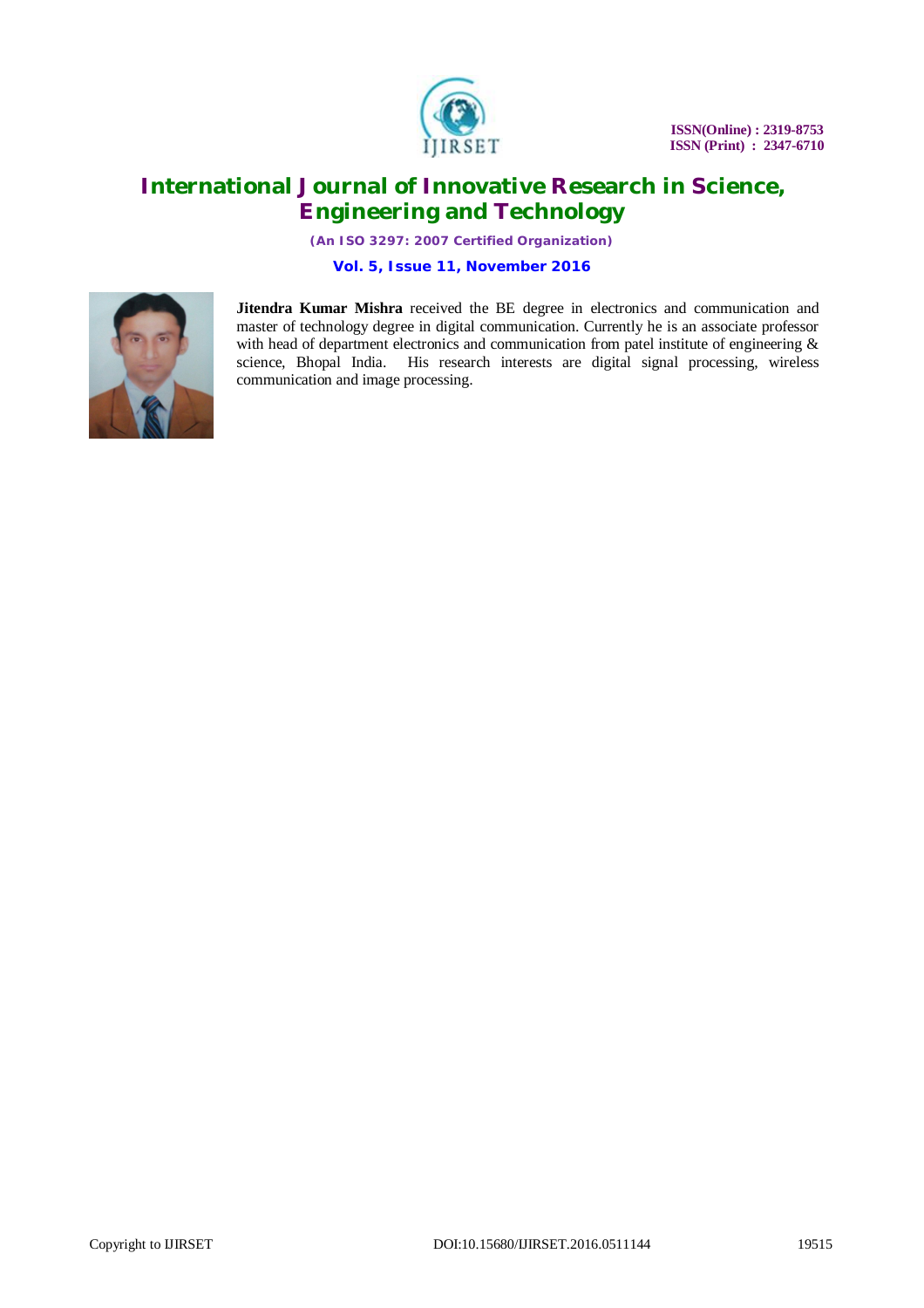**Jitendra Kumar Mishra** received the BE degree in electronics and communication and master of technology degree in digital communication. Currently he is an associate professor with head of department electronics and communication from patel institute of engineering & science, Bhopal India. His research interests are digital signal processing, wireless communication and image processing.